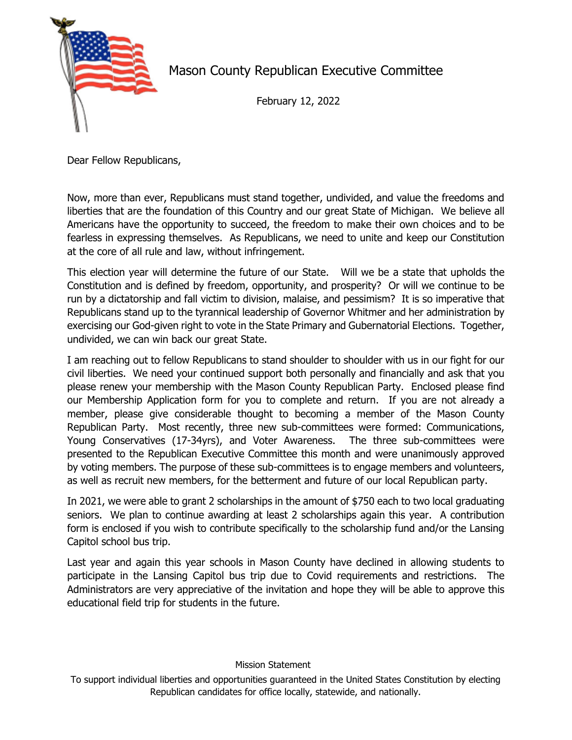# Mason County Republican Executive Committee

February 12, 2022

Dear Fellow Republicans,

Now, more than ever, Republicans must stand together, undivided, and value the freedoms and liberties that are the foundation of this Country and our great State of Michigan. We believe all Americans have the opportunity to succeed, the freedom to make their own choices and to be fearless in expressing themselves. As Republicans, we need to unite and keep our Constitution at the core of all rule and law, without infringement.

This election year will determine the future of our State. Will we be a state that upholds the Constitution and is defined by freedom, opportunity, and prosperity? Or will we continue to be run by a dictatorship and fall victim to division, malaise, and pessimism? It is so imperative that Republicans stand up to the tyrannical leadership of Governor Whitmer and her administration by exercising our God-given right to vote in the State Primary and Gubernatorial Elections. Together, undivided, we can win back our great State.

I am reaching out to fellow Republicans to stand shoulder to shoulder with us in our fight for our civil liberties. We need your continued support both personally and financially and ask that you please renew your membership with the Mason County Republican Party. Enclosed please find our Membership Application form for you to complete and return. If you are not already a member, please give considerable thought to becoming a member of the Mason County Republican Party. Most recently, three new sub-committees were formed: Communications, Young Conservatives (17-34yrs), and Voter Awareness. The three sub-committees were presented to the Republican Executive Committee this month and were unanimously approved by voting members. The purpose of these sub-committees is to engage members and volunteers, as well as recruit new members, for the betterment and future of our local Republican party.

In 2021, we were able to grant 2 scholarships in the amount of $750 each to two local graduating seniors. We plan to continue awarding at least 2 scholarships again this year. A contribution form is enclosed if you wish to contribute specifically to the scholarship fund and/or the Lansing Capitol school bus trip.

Last year and again this year schools in Mason County have declined in allowing students to participate in the Lansing Capitol bus trip due to Covid requirements and restrictions. The Administrators are very appreciative of the invitation and hope they will be able to approve this educational field trip for students in the future.

Mission Statement

To support individual liberties and opportunities guaranteed in the United States Constitution by electing Republican candidates for office locally, statewide, and nationally.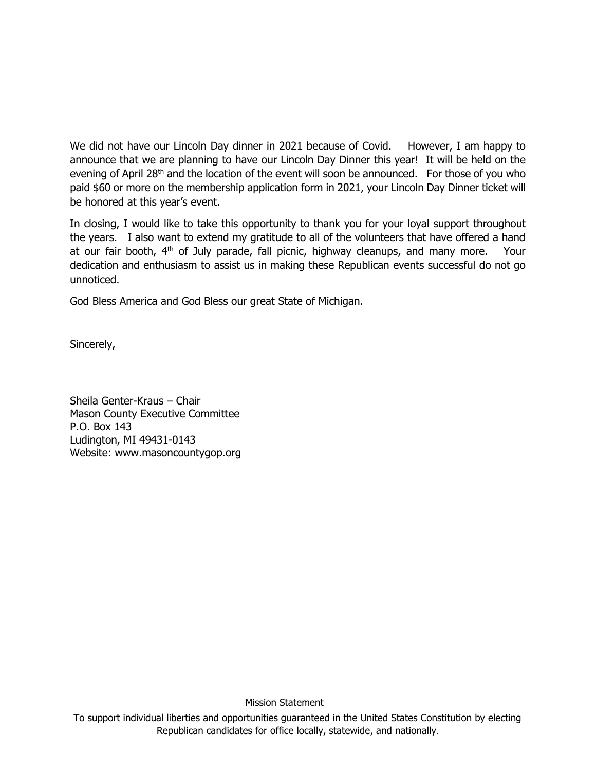We did not have our Lincoln Day dinner in 2021 because of Covid. However, I am happy to announce that we are planning to have our Lincoln Day Dinner this year! It will be held on the evening of April 28th and the location of the event will soon be announced. For those of you who paid $60 or more on the membership application form in 2021, your Lincoln Day Dinner ticket will be honored at this year's event.

In closing, I would like to take this opportunity to thank you for your loyal support throughout the years. I also want to extend my gratitude to all of the volunteers that have offered a hand at our fair booth, 4th of July parade, fall picnic, highway cleanups, and many more. Your dedication and enthusiasm to assist us in making these Republican events successful do not go unnoticed.

God Bless America and God Bless our great State of Michigan.

Sincerely,

Sheila Genter-Kraus – Chair
Mason County Executive Committee
P.O. Box 143
Ludington, MI 49431-0143
Website: www.masoncountygop.org

Mission Statement

To support individual liberties and opportunities guaranteed in the United States Constitution by electing Republican candidates for office locally, statewide, and nationally.